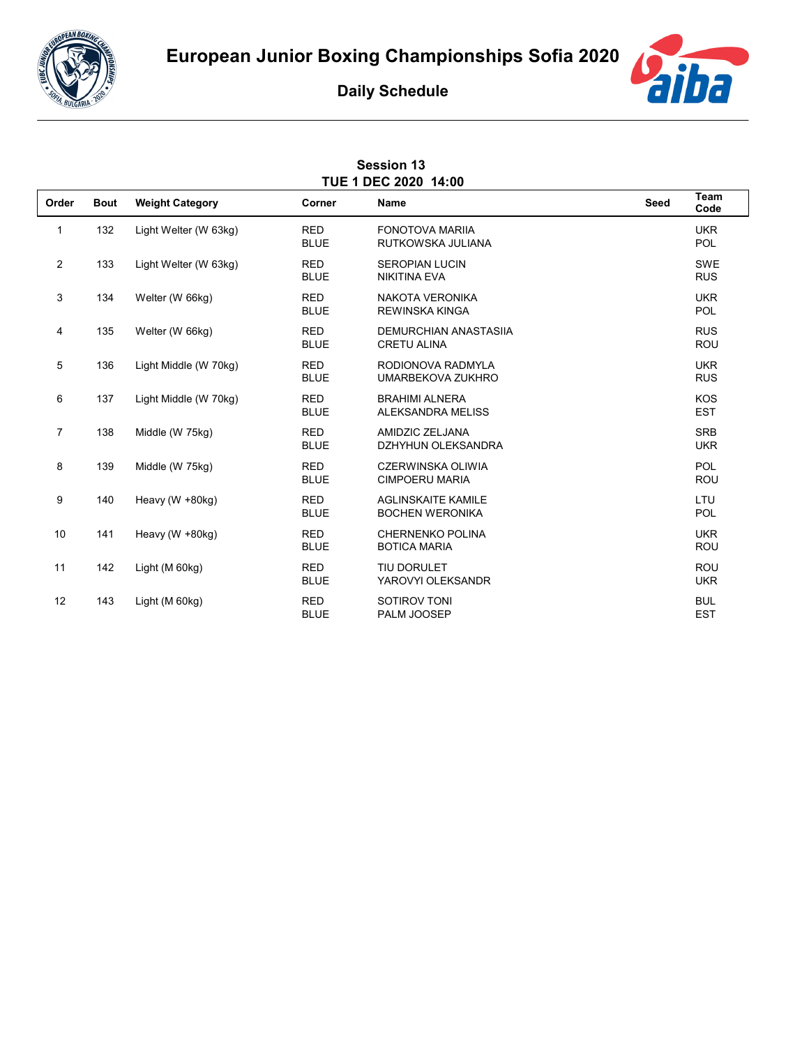# European Junior Boxing Championships Sofia 2020

## Daily Schedule

**Session 13**
**TUE 1 DEC 2020 14:00**

| Order | Bout | Weight Category | Corner | Name | Seed | Team Code |
|---|---|---|---|---|---|---|
| 1 | 132 | Light Welter (W 63kg) | RED | FONOTOVA MARIIA | | UKR |
| | | | BLUE | RUTKOWSKA JULIANA | | POL |
| 2 | 133 | Light Welter (W 63kg) | RED | SEROPIAN LUCIN | | SWE |
| | | | BLUE | NIKITINA EVA | | RUS |
| 3 | 134 | Welter (W 66kg) | RED | NAKOTA VERONIKA | | UKR |
| | | | BLUE | REWINSKA KINGA | | POL |
| 4 | 135 | Welter (W 66kg) | RED | DEMURCHIAN ANASTASIIA | | RUS |
| | | | BLUE | CRETU ALINA | | ROU |
| 5 | 136 | Light Middle (W 70kg) | RED | RODIONOVA RADMYLA | | UKR |
| | | | BLUE | UMARBEKOVA ZUKHRO | | RUS |
| 6 | 137 | Light Middle (W 70kg) | RED | BRAHIMI ALNERA | | KOS |
| | | | BLUE | ALEKSANDRA MELISS | | EST |
| 7 | 138 | Middle (W 75kg) | RED | AMIDZIC ZELJANA | | SRB |
| | | | BLUE | DZHYHUN OLEKSANDRA | | UKR |
| 8 | 139 | Middle (W 75kg) | RED | CZERWINSKA OLIWIA | | POL |
| | | | BLUE | CIMPOERU MARIA | | ROU |
| 9 | 140 | Heavy (W +80kg) | RED | AGLINSKAITE KAMILE | | LTU |
| | | | BLUE | BOCHEN WERONIKA | | POL |
| 10 | 141 | Heavy (W +80kg) | RED | CHERNENKO POLINA | | UKR |
| | | | BLUE | BOTICA MARIA | | ROU |
| 11 | 142 | Light (M 60kg) | RED | TIU DORULET | | ROU |
| | | | BLUE | YAROVYI OLEKSANDR | | UKR |
| 12 | 143 | Light (M 60kg) | RED | SOTIROV TONI | | BUL |
| | | | BLUE | PALM JOOSEP | | EST |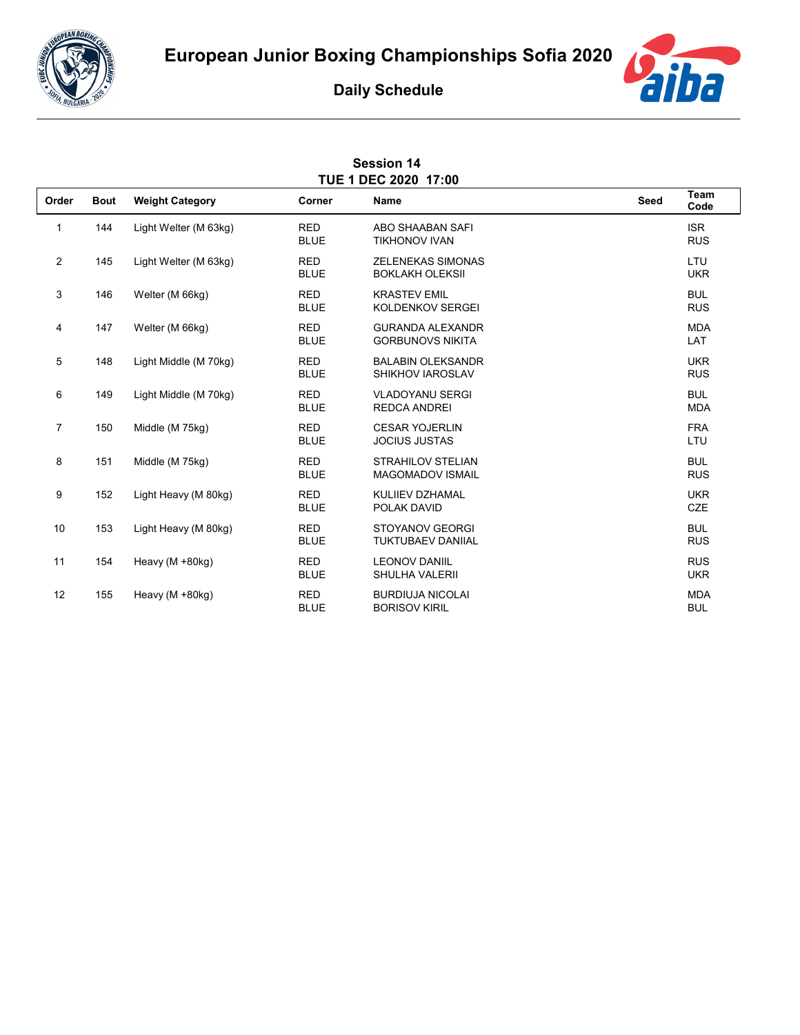# European Junior Boxing Championships Sofia 2020

## Daily Schedule

### Session 14
### TUE 1 DEC 2020 17:00

| Order | Bout | Weight Category | Corner | Name | Seed | Team Code |
|---|---|---|---|---|---|---|
| 1 | 144 | Light Welter (M 63kg) | RED | ABO SHAABAN SAFI | | ISR |
| | | | BLUE | TIKHONOV IVAN | | RUS |
| 2 | 145 | Light Welter (M 63kg) | RED | ZELENEKAS SIMONAS | | LTU |
| | | | BLUE | BOKLAKH OLEKSII | | UKR |
| 3 | 146 | Welter (M 66kg) | RED | KRASTEV EMIL | | BUL |
| | | | BLUE | KOLDENKOV SERGEI | | RUS |
| 4 | 147 | Welter (M 66kg) | RED | GURANDA ALEXANDR | | MDA |
| | | | BLUE | GORBUNOVS NIKITA | | LAT |
| 5 | 148 | Light Middle (M 70kg) | RED | BALABIN OLEKSANDR | | UKR |
| | | | BLUE | SHIKHOV IAROSLAV | | RUS |
| 6 | 149 | Light Middle (M 70kg) | RED | VLADOYANU SERGI | | BUL |
| | | | BLUE | REDCA ANDREI | | MDA |
| 7 | 150 | Middle (M 75kg) | RED | CESAR YOJERLIN | | FRA |
| | | | BLUE | JOCIUS JUSTAS | | LTU |
| 8 | 151 | Middle (M 75kg) | RED | STRAHILOV STELIAN | | BUL |
| | | | BLUE | MAGOMADOV ISMAIL | | RUS |
| 9 | 152 | Light Heavy (M 80kg) | RED | KULIIEV DZHAMAL | | UKR |
| | | | BLUE | POLAK DAVID | | CZE |
| 10 | 153 | Light Heavy (M 80kg) | RED | STOYANOV GEORGI | | BUL |
| | | | BLUE | TUKTUBAEV DANIIAL | | RUS |
| 11 | 154 | Heavy (M +80kg) | RED | LEONOV DANIIL | | RUS |
| | | | BLUE | SHULHA VALERII | | UKR |
| 12 | 155 | Heavy (M +80kg) | RED | BURDIUJA NICOLAI | | MDA |
| | | | BLUE | BORISOV KIRIL | | BUL |